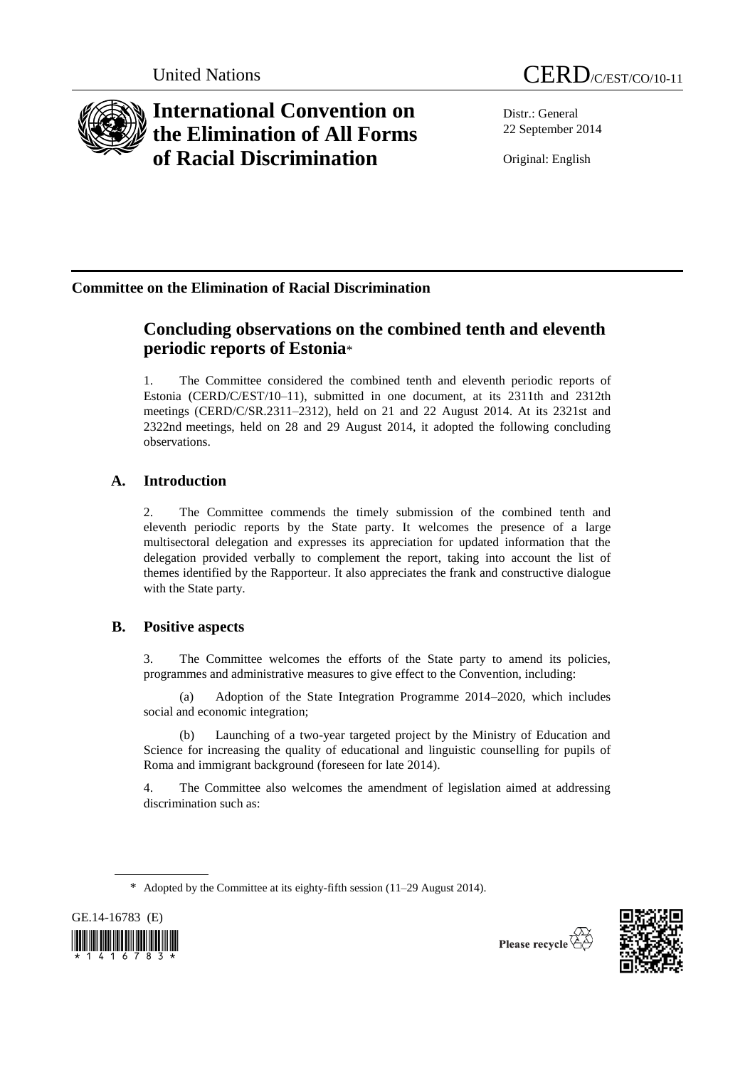United Nations CERD/C/EST/CO/10-11

# International Convention on the Elimination of All Forms of Racial Discrimination

Distr.: General
22 September 2014

Original: English

## Committee on the Elimination of Racial Discrimination

## Concluding observations on the combined tenth and eleventh periodic reports of Estonia*

1. The Committee considered the combined tenth and eleventh periodic reports of Estonia (CERD/C/EST/10–11), submitted in one document, at its 2311th and 2312th meetings (CERD/C/SR.2311–2312), held on 21 and 22 August 2014. At its 2321st and 2322nd meetings, held on 28 and 29 August 2014, it adopted the following concluding observations.

### A. Introduction

2. The Committee commends the timely submission of the combined tenth and eleventh periodic reports by the State party. It welcomes the presence of a large multisectoral delegation and expresses its appreciation for updated information that the delegation provided verbally to complement the report, taking into account the list of themes identified by the Rapporteur. It also appreciates the frank and constructive dialogue with the State party.

### B. Positive aspects

3. The Committee welcomes the efforts of the State party to amend its policies, programmes and administrative measures to give effect to the Convention, including:

(a) Adoption of the State Integration Programme 2014–2020, which includes social and economic integration;

(b) Launching of a two-year targeted project by the Ministry of Education and Science for increasing the quality of educational and linguistic counselling for pupils of Roma and immigrant background (foreseen for late 2014).

4. The Committee also welcomes the amendment of legislation aimed at addressing discrimination such as:

\* Adopted by the Committee at its eighty-fifth session (11–29 August 2014).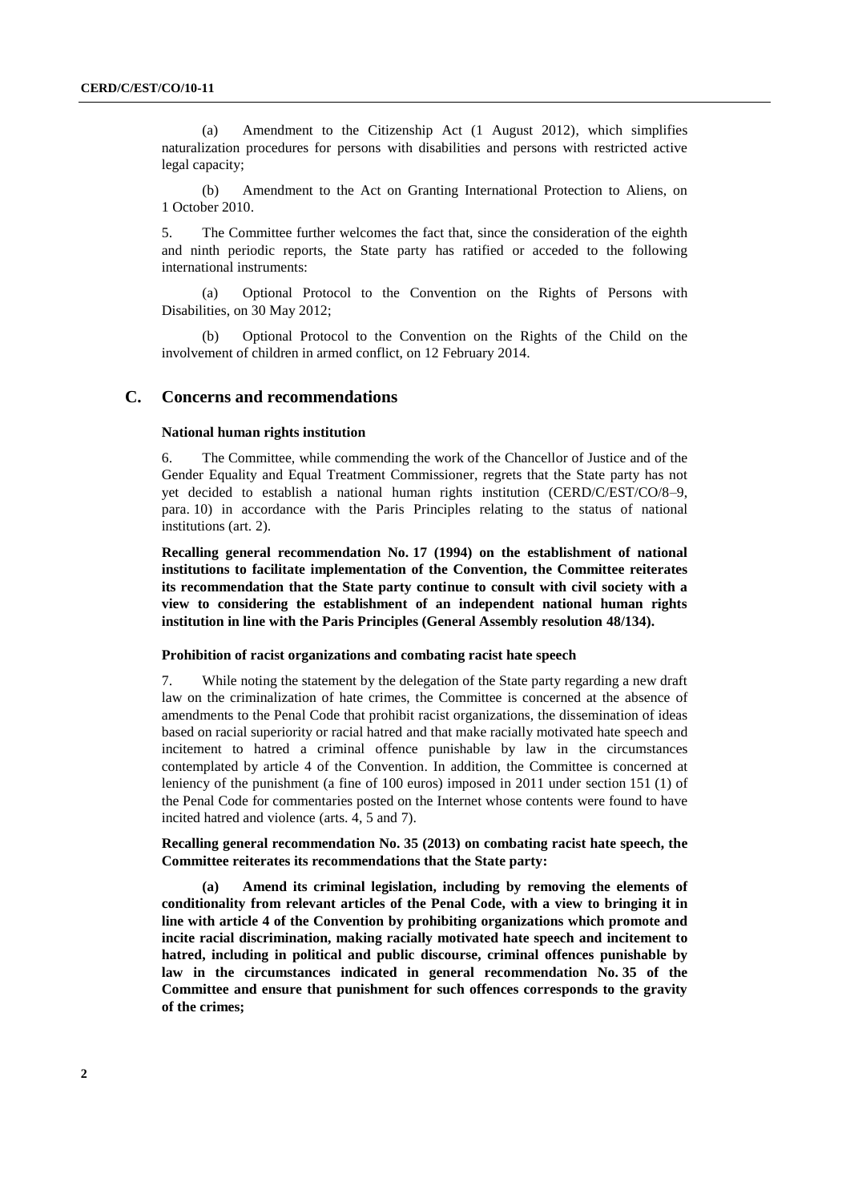(a) Amendment to the Citizenship Act (1 August 2012), which simplifies naturalization procedures for persons with disabilities and persons with restricted active legal capacity;

(b) Amendment to the Act on Granting International Protection to Aliens, on 1 October 2010.

5. The Committee further welcomes the fact that, since the consideration of the eighth and ninth periodic reports, the State party has ratified or acceded to the following international instruments:

(a) Optional Protocol to the Convention on the Rights of Persons with Disabilities, on 30 May 2012;

(b) Optional Protocol to the Convention on the Rights of the Child on the involvement of children in armed conflict, on 12 February 2014.

## C. Concerns and recommendations

### National human rights institution

6. The Committee, while commending the work of the Chancellor of Justice and of the Gender Equality and Equal Treatment Commissioner, regrets that the State party has not yet decided to establish a national human rights institution (CERD/C/EST/CO/8–9, para. 10) in accordance with the Paris Principles relating to the status of national institutions (art. 2).

**Recalling general recommendation No. 17 (1994) on the establishment of national institutions to facilitate implementation of the Convention, the Committee reiterates its recommendation that the State party continue to consult with civil society with a view to considering the establishment of an independent national human rights institution in line with the Paris Principles (General Assembly resolution 48/134).**

### Prohibition of racist organizations and combating racist hate speech

7. While noting the statement by the delegation of the State party regarding a new draft law on the criminalization of hate crimes, the Committee is concerned at the absence of amendments to the Penal Code that prohibit racist organizations, the dissemination of ideas based on racial superiority or racial hatred and that make racially motivated hate speech and incitement to hatred a criminal offence punishable by law in the circumstances contemplated by article 4 of the Convention. In addition, the Committee is concerned at leniency of the punishment (a fine of 100 euros) imposed in 2011 under section 151 (1) of the Penal Code for commentaries posted on the Internet whose contents were found to have incited hatred and violence (arts. 4, 5 and 7).

**Recalling general recommendation No. 35 (2013) on combating racist hate speech, the Committee reiterates its recommendations that the State party:**

**(a) Amend its criminal legislation, including by removing the elements of conditionality from relevant articles of the Penal Code, with a view to bringing it in line with article 4 of the Convention by prohibiting organizations which promote and incite racial discrimination, making racially motivated hate speech and incitement to hatred, including in political and public discourse, criminal offences punishable by law in the circumstances indicated in general recommendation No. 35 of the Committee and ensure that punishment for such offences corresponds to the gravity of the crimes;**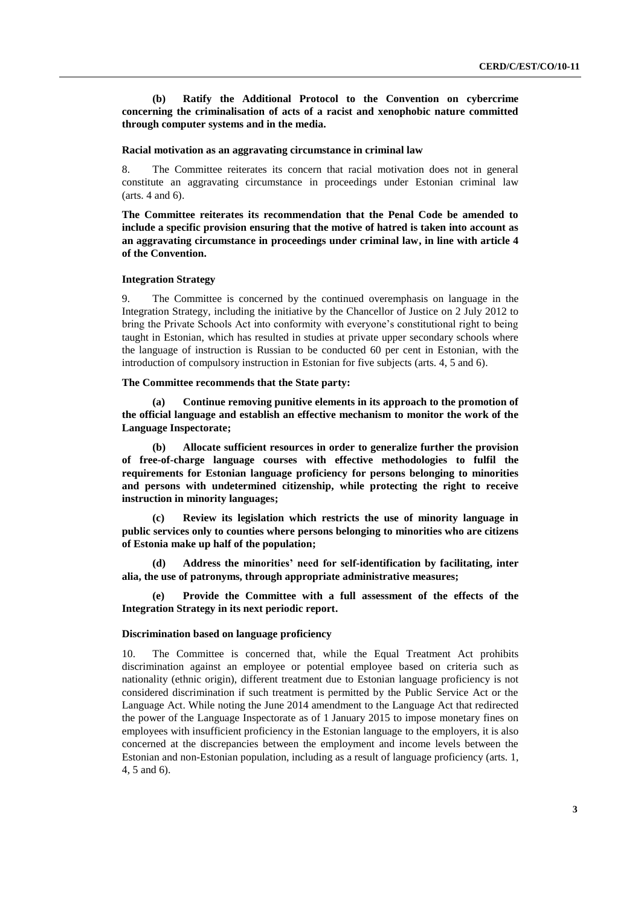**(b) Ratify the Additional Protocol to the Convention on cybercrime concerning the criminalisation of acts of a racist and xenophobic nature committed through computer systems and in the media.**

#### Racial motivation as an aggravating circumstance in criminal law

8. The Committee reiterates its concern that racial motivation does not in general constitute an aggravating circumstance in proceedings under Estonian criminal law (arts. 4 and 6).

**The Committee reiterates its recommendation that the Penal Code be amended to include a specific provision ensuring that the motive of hatred is taken into account as an aggravating circumstance in proceedings under criminal law, in line with article 4 of the Convention.**

#### Integration Strategy

9. The Committee is concerned by the continued overemphasis on language in the Integration Strategy, including the initiative by the Chancellor of Justice on 2 July 2012 to bring the Private Schools Act into conformity with everyone's constitutional right to being taught in Estonian, which has resulted in studies at private upper secondary schools where the language of instruction is Russian to be conducted 60 per cent in Estonian, with the introduction of compulsory instruction in Estonian for five subjects (arts. 4, 5 and 6).

**The Committee recommends that the State party:**

**(a) Continue removing punitive elements in its approach to the promotion of the official language and establish an effective mechanism to monitor the work of the Language Inspectorate;**

**(b) Allocate sufficient resources in order to generalize further the provision of free-of-charge language courses with effective methodologies to fulfil the requirements for Estonian language proficiency for persons belonging to minorities and persons with undetermined citizenship, while protecting the right to receive instruction in minority languages;**

**(c) Review its legislation which restricts the use of minority language in public services only to counties where persons belonging to minorities who are citizens of Estonia make up half of the population;**

**(d) Address the minorities' need for self-identification by facilitating, inter alia, the use of patronyms, through appropriate administrative measures;**

**(e) Provide the Committee with a full assessment of the effects of the Integration Strategy in its next periodic report.**

#### Discrimination based on language proficiency

10. The Committee is concerned that, while the Equal Treatment Act prohibits discrimination against an employee or potential employee based on criteria such as nationality (ethnic origin), different treatment due to Estonian language proficiency is not considered discrimination if such treatment is permitted by the Public Service Act or the Language Act. While noting the June 2014 amendment to the Language Act that redirected the power of the Language Inspectorate as of 1 January 2015 to impose monetary fines on employees with insufficient proficiency in the Estonian language to the employers, it is also concerned at the discrepancies between the employment and income levels between the Estonian and non-Estonian population, including as a result of language proficiency (arts. 1, 4, 5 and 6).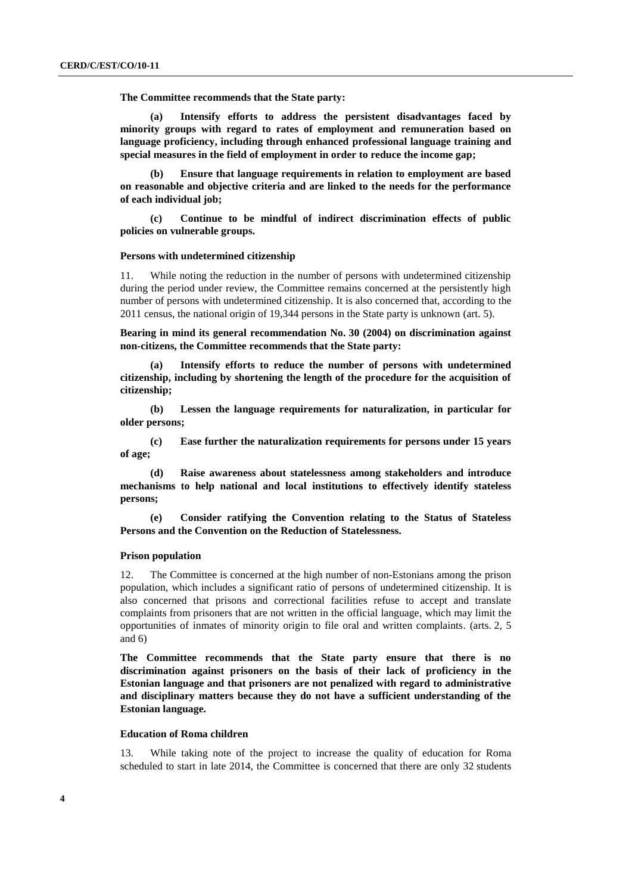**The Committee recommends that the State party:**

**(a) Intensify efforts to address the persistent disadvantages faced by minority groups with regard to rates of employment and remuneration based on language proficiency, including through enhanced professional language training and special measures in the field of employment in order to reduce the income gap;**

**(b) Ensure that language requirements in relation to employment are based on reasonable and objective criteria and are linked to the needs for the performance of each individual job;**

**(c) Continue to be mindful of indirect discrimination effects of public policies on vulnerable groups.**

#### Persons with undetermined citizenship

11. While noting the reduction in the number of persons with undetermined citizenship during the period under review, the Committee remains concerned at the persistently high number of persons with undetermined citizenship. It is also concerned that, according to the 2011 census, the national origin of 19,344 persons in the State party is unknown (art. 5).

**Bearing in mind its general recommendation No. 30 (2004) on discrimination against non-citizens, the Committee recommends that the State party:**

**(a) Intensify efforts to reduce the number of persons with undetermined citizenship, including by shortening the length of the procedure for the acquisition of citizenship;**

**(b) Lessen the language requirements for naturalization, in particular for older persons;**

**(c) Ease further the naturalization requirements for persons under 15 years of age;**

**(d) Raise awareness about statelessness among stakeholders and introduce mechanisms to help national and local institutions to effectively identify stateless persons;**

**(e) Consider ratifying the Convention relating to the Status of Stateless Persons and the Convention on the Reduction of Statelessness.**

#### Prison population

12. The Committee is concerned at the high number of non-Estonians among the prison population, which includes a significant ratio of persons of undetermined citizenship. It is also concerned that prisons and correctional facilities refuse to accept and translate complaints from prisoners that are not written in the official language, which may limit the opportunities of inmates of minority origin to file oral and written complaints. (arts. 2, 5 and 6)

**The Committee recommends that the State party ensure that there is no discrimination against prisoners on the basis of their lack of proficiency in the Estonian language and that prisoners are not penalized with regard to administrative and disciplinary matters because they do not have a sufficient understanding of the Estonian language.**

#### Education of Roma children

13. While taking note of the project to increase the quality of education for Roma scheduled to start in late 2014, the Committee is concerned that there are only 32 students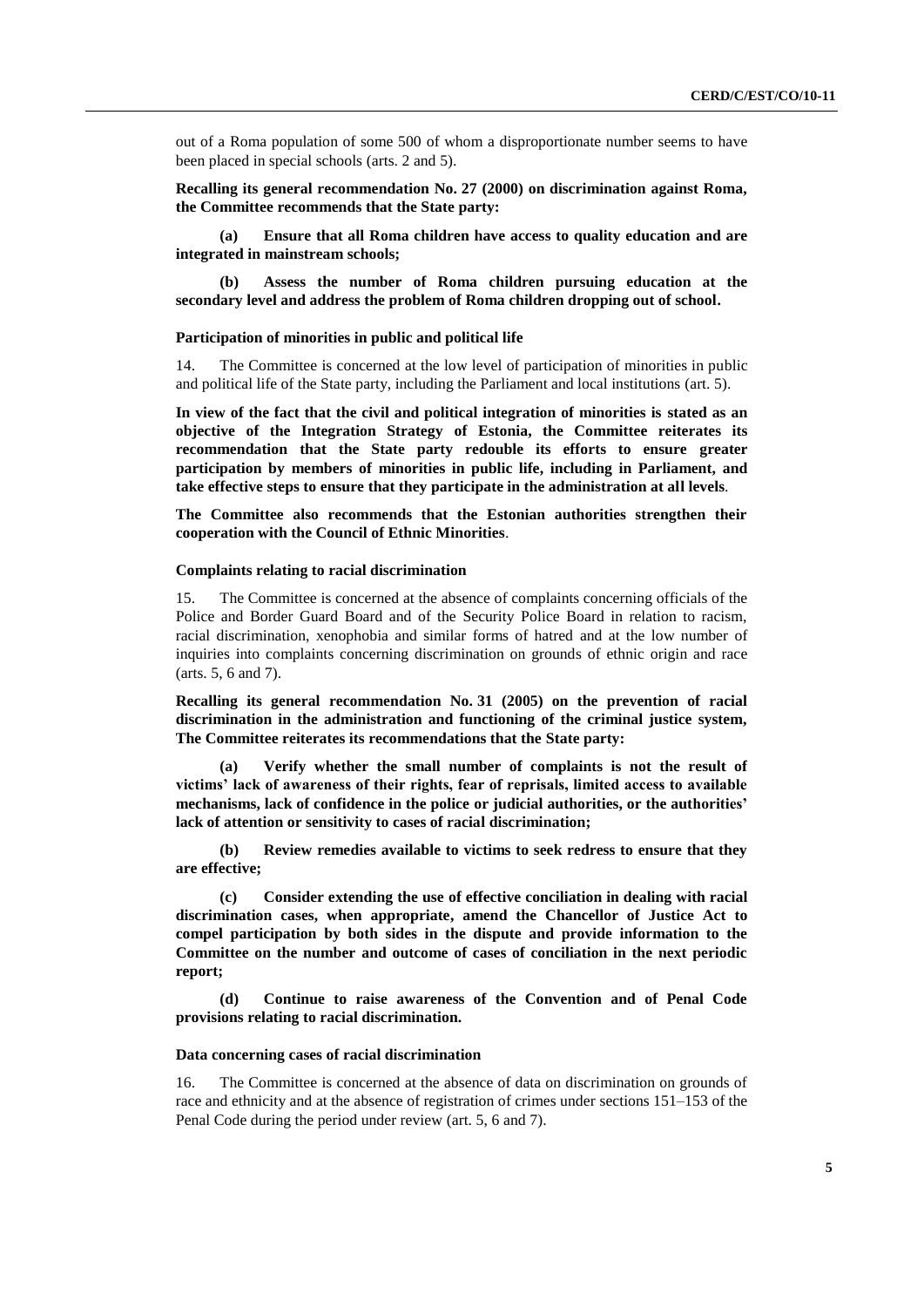out of a Roma population of some 500 of whom a disproportionate number seems to have been placed in special schools (arts. 2 and 5).

**Recalling its general recommendation No. 27 (2000) on discrimination against Roma, the Committee recommends that the State party:**

**(a) Ensure that all Roma children have access to quality education and are integrated in mainstream schools;**

**(b) Assess the number of Roma children pursuing education at the secondary level and address the problem of Roma children dropping out of school.**

### Participation of minorities in public and political life

14. The Committee is concerned at the low level of participation of minorities in public and political life of the State party, including the Parliament and local institutions (art. 5).

**In view of the fact that the civil and political integration of minorities is stated as an objective of the Integration Strategy of Estonia, the Committee reiterates its recommendation that the State party redouble its efforts to ensure greater participation by members of minorities in public life, including in Parliament, and take effective steps to ensure that they participate in the administration at all levels**.

**The Committee also recommends that the Estonian authorities strengthen their cooperation with the Council of Ethnic Minorities**.

### Complaints relating to racial discrimination

15. The Committee is concerned at the absence of complaints concerning officials of the Police and Border Guard Board and of the Security Police Board in relation to racism, racial discrimination, xenophobia and similar forms of hatred and at the low number of inquiries into complaints concerning discrimination on grounds of ethnic origin and race (arts. 5, 6 and 7).

**Recalling its general recommendation No. 31 (2005) on the prevention of racial discrimination in the administration and functioning of the criminal justice system, The Committee reiterates its recommendations that the State party:**

**(a) Verify whether the small number of complaints is not the result of victims' lack of awareness of their rights, fear of reprisals, limited access to available mechanisms, lack of confidence in the police or judicial authorities, or the authorities' lack of attention or sensitivity to cases of racial discrimination;**

**(b) Review remedies available to victims to seek redress to ensure that they are effective;**

**(c) Consider extending the use of effective conciliation in dealing with racial discrimination cases, when appropriate, amend the Chancellor of Justice Act to compel participation by both sides in the dispute and provide information to the Committee on the number and outcome of cases of conciliation in the next periodic report;**

**(d) Continue to raise awareness of the Convention and of Penal Code provisions relating to racial discrimination.**

### Data concerning cases of racial discrimination

16. The Committee is concerned at the absence of data on discrimination on grounds of race and ethnicity and at the absence of registration of crimes under sections 151–153 of the Penal Code during the period under review (art. 5, 6 and 7).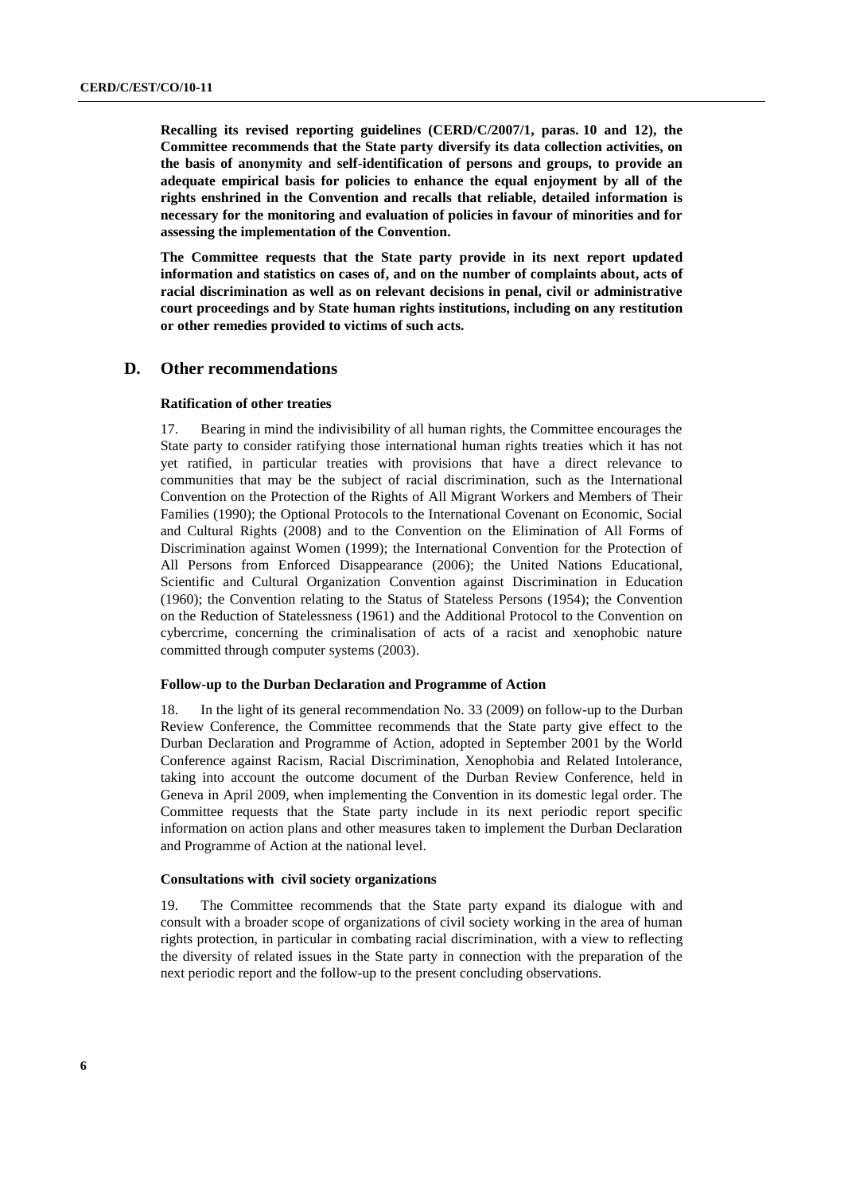**Recalling its revised reporting guidelines (CERD/C/2007/1, paras. 10 and 12), the Committee recommends that the State party diversify its data collection activities, on the basis of anonymity and self-identification of persons and groups, to provide an adequate empirical basis for policies to enhance the equal enjoyment by all of the rights enshrined in the Convention and recalls that reliable, detailed information is necessary for the monitoring and evaluation of policies in favour of minorities and for assessing the implementation of the Convention.**

**The Committee requests that the State party provide in its next report updated information and statistics on cases of, and on the number of complaints about, acts of racial discrimination as well as on relevant decisions in penal, civil or administrative court proceedings and by State human rights institutions, including on any restitution or other remedies provided to victims of such acts.**

## D. Other recommendations

#### Ratification of other treaties

17. Bearing in mind the indivisibility of all human rights, the Committee encourages the State party to consider ratifying those international human rights treaties which it has not yet ratified, in particular treaties with provisions that have a direct relevance to communities that may be the subject of racial discrimination, such as the International Convention on the Protection of the Rights of All Migrant Workers and Members of Their Families (1990); the Optional Protocols to the International Covenant on Economic, Social and Cultural Rights (2008) and to the Convention on the Elimination of All Forms of Discrimination against Women (1999); the International Convention for the Protection of All Persons from Enforced Disappearance (2006); the United Nations Educational, Scientific and Cultural Organization Convention against Discrimination in Education (1960); the Convention relating to the Status of Stateless Persons (1954); the Convention on the Reduction of Statelessness (1961) and the Additional Protocol to the Convention on cybercrime, concerning the criminalisation of acts of a racist and xenophobic nature committed through computer systems (2003).

#### Follow-up to the Durban Declaration and Programme of Action

18. In the light of its general recommendation No. 33 (2009) on follow-up to the Durban Review Conference, the Committee recommends that the State party give effect to the Durban Declaration and Programme of Action, adopted in September 2001 by the World Conference against Racism, Racial Discrimination, Xenophobia and Related Intolerance, taking into account the outcome document of the Durban Review Conference, held in Geneva in April 2009, when implementing the Convention in its domestic legal order. The Committee requests that the State party include in its next periodic report specific information on action plans and other measures taken to implement the Durban Declaration and Programme of Action at the national level.

#### Consultations with civil society organizations

19. The Committee recommends that the State party expand its dialogue with and consult with a broader scope of organizations of civil society working in the area of human rights protection, in particular in combating racial discrimination, with a view to reflecting the diversity of related issues in the State party in connection with the preparation of the next periodic report and the follow-up to the present concluding observations.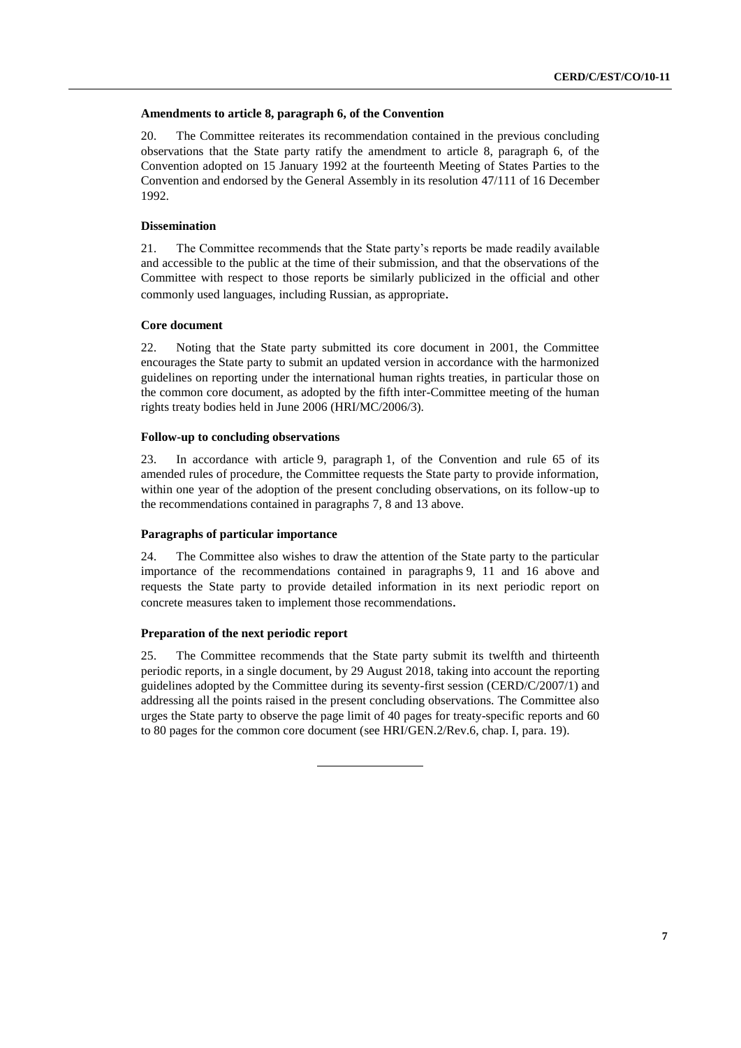### Amendments to article 8, paragraph 6, of the Convention

20. The Committee reiterates its recommendation contained in the previous concluding observations that the State party ratify the amendment to article 8, paragraph 6, of the Convention adopted on 15 January 1992 at the fourteenth Meeting of States Parties to the Convention and endorsed by the General Assembly in its resolution 47/111 of 16 December 1992.

### Dissemination

21. The Committee recommends that the State party's reports be made readily available and accessible to the public at the time of their submission, and that the observations of the Committee with respect to those reports be similarly publicized in the official and other commonly used languages, including Russian, as appropriate.

### Core document

22. Noting that the State party submitted its core document in 2001, the Committee encourages the State party to submit an updated version in accordance with the harmonized guidelines on reporting under the international human rights treaties, in particular those on the common core document, as adopted by the fifth inter-Committee meeting of the human rights treaty bodies held in June 2006 (HRI/MC/2006/3).

### Follow-up to concluding observations

23. In accordance with article 9, paragraph 1, of the Convention and rule 65 of its amended rules of procedure, the Committee requests the State party to provide information, within one year of the adoption of the present concluding observations, on its follow-up to the recommendations contained in paragraphs 7, 8 and 13 above.

### Paragraphs of particular importance

24. The Committee also wishes to draw the attention of the State party to the particular importance of the recommendations contained in paragraphs 9, 11 and 16 above and requests the State party to provide detailed information in its next periodic report on concrete measures taken to implement those recommendations.

### Preparation of the next periodic report

25. The Committee recommends that the State party submit its twelfth and thirteenth periodic reports, in a single document, by 29 August 2018, taking into account the reporting guidelines adopted by the Committee during its seventy-first session (CERD/C/2007/1) and addressing all the points raised in the present concluding observations. The Committee also urges the State party to observe the page limit of 40 pages for treaty-specific reports and 60 to 80 pages for the common core document (see HRI/GEN.2/Rev.6, chap. I, para. 19).